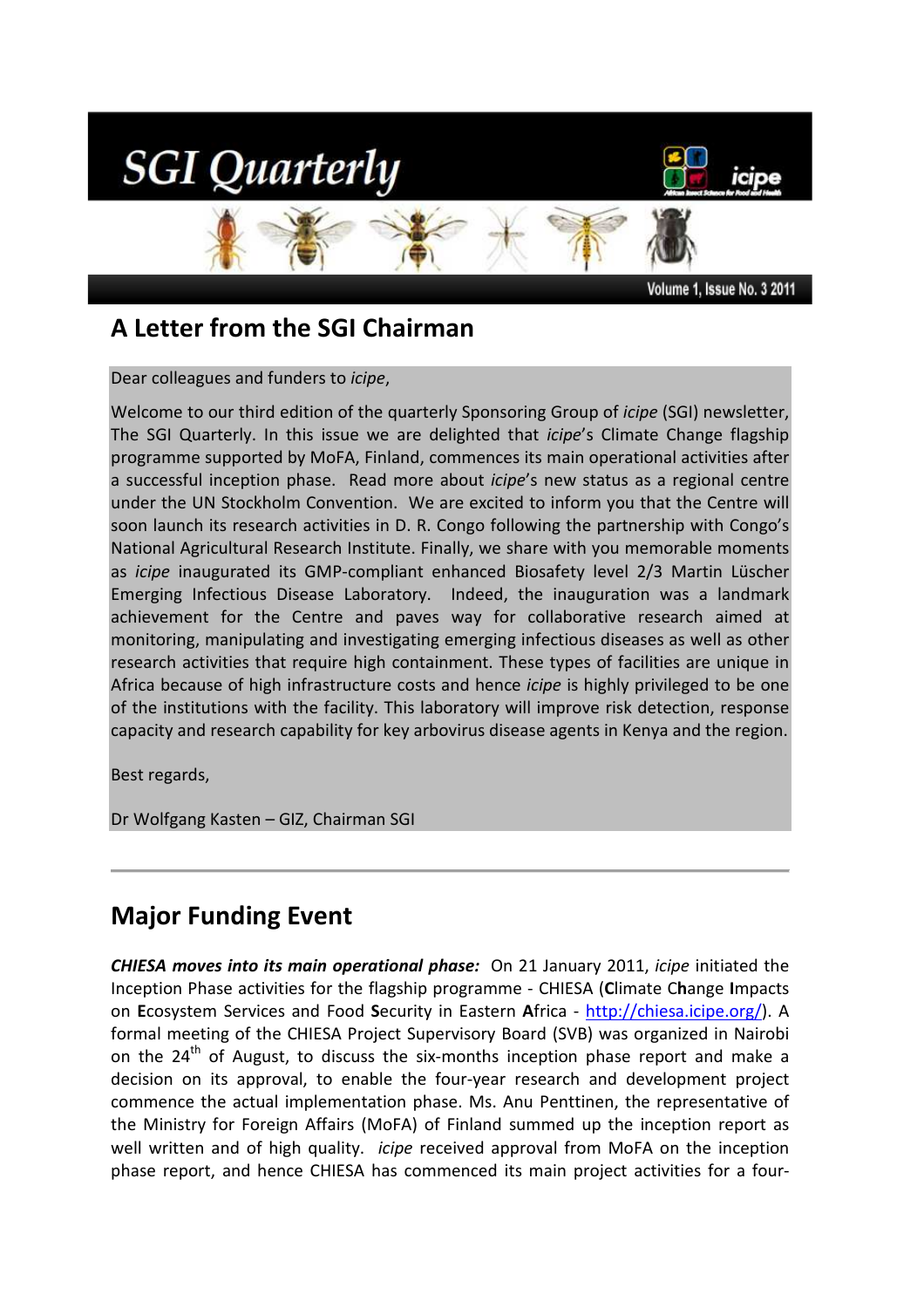# SGI Quarterly

Volume 1, Issue No. 3 2011

## A Letter from the SGI Chairman

Dear colleagues and funders to *icipe*,

Welcome to our third edition of the quarterly Sponsoring Group of *icipe* (SGI) newsletter, The SGI Quarterly. In this issue we are delighted that *icipe*'s Climate Change flagship programme supported by MoFA, Finland, commences its main operational activities after a successful inception phase. Read more about *icipe*'s new status as a regional centre under the UN Stockholm Convention. We are excited to inform you that the Centre will soon launch its research activities in D. R. Congo following the partnership with Congo's National Agricultural Research Institute. Finally, we share with you memorable moments as *icipe* inaugurated its GMP-compliant enhanced Biosafety level 2/3 Martin Lüscher Emerging Infectious Disease Laboratory. Indeed, the inauguration was a landmark achievement for the Centre and paves way for collaborative research aimed at monitoring, manipulating and investigating emerging infectious diseases as well as other research activities that require high containment. These types of facilities are unique in Africa because of high infrastructure costs and hence *icipe* is highly privileged to be one of the institutions with the facility. This laboratory will improve risk detection, response capacity and research capability for key arbovirus disease agents in Kenya and the region.

Best regards,

Dr Wolfgang Kasten – GIZ, Chairman SGI

---

## Major Funding Event

***CHIESA moves into its main operational phase:*** On 21 January 2011, *icipe* initiated the Inception Phase activities for the flagship programme - CHIESA (**Cl**imate C**h**ange **I**mpacts on **E**cosystem Services and Food **S**ecurity in Eastern **A**frica - http://chiesa.icipe.org/). A formal meeting of the CHIESA Project Supervisory Board (SVB) was organized in Nairobi on the 24th of August, to discuss the six-months inception phase report and make a decision on its approval, to enable the four-year research and development project commence the actual implementation phase. Ms. Anu Penttinen, the representative of the Ministry for Foreign Affairs (MoFA) of Finland summed up the inception report as well written and of high quality. *icipe* received approval from MoFA on the inception phase report, and hence CHIESA has commenced its main project activities for a four-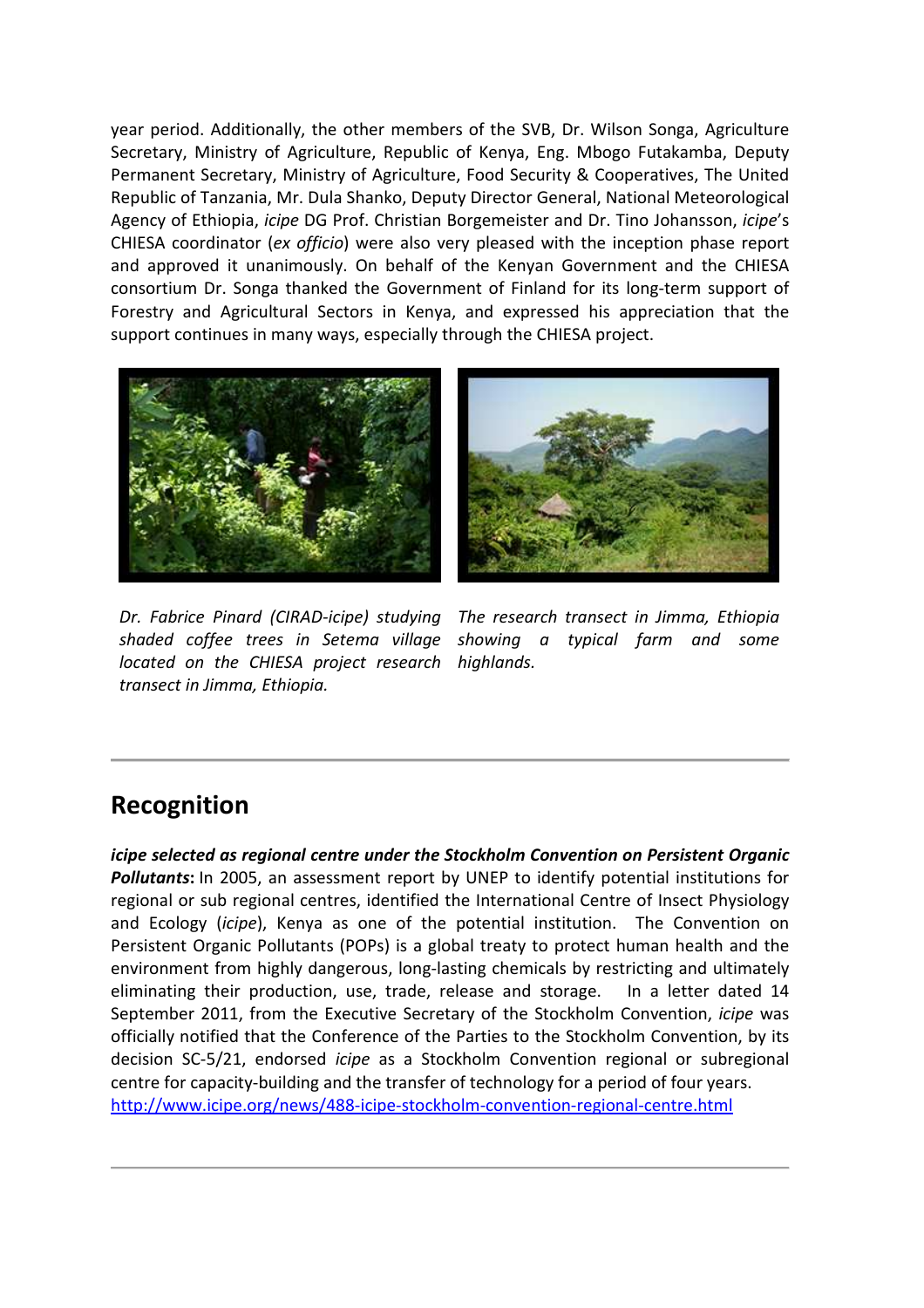year period. Additionally, the other members of the SVB, Dr. Wilson Songa, Agriculture Secretary, Ministry of Agriculture, Republic of Kenya, Eng. Mbogo Futakamba, Deputy Permanent Secretary, Ministry of Agriculture, Food Security & Cooperatives, The United Republic of Tanzania, Mr. Dula Shanko, Deputy Director General, National Meteorological Agency of Ethiopia, *icipe* DG Prof. Christian Borgemeister and Dr. Tino Johansson, *icipe*'s CHIESA coordinator (*ex officio*) were also very pleased with the inception phase report and approved it unanimously. On behalf of the Kenyan Government and the CHIESA consortium Dr. Songa thanked the Government of Finland for its long-term support of Forestry and Agricultural Sectors in Kenya, and expressed his appreciation that the support continues in many ways, especially through the CHIESA project.

*Dr. Fabrice Pinard (CIRAD-icipe) studying shaded coffee trees in Setema village located on the CHIESA project research transect in Jimma, Ethiopia.*

*The research transect in Jimma, Ethiopia showing a typical farm and some highlands.*

---

## Recognition

***icipe* selected as regional centre under the Stockholm Convention on Persistent Organic Pollutants:** In 2005, an assessment report by UNEP to identify potential institutions for regional or sub regional centres, identified the International Centre of Insect Physiology and Ecology (*icipe*), Kenya as one of the potential institution. The Convention on Persistent Organic Pollutants (POPs) is a global treaty to protect human health and the environment from highly dangerous, long-lasting chemicals by restricting and ultimately eliminating their production, use, trade, release and storage. In a letter dated 14 September 2011, from the Executive Secretary of the Stockholm Convention, *icipe* was officially notified that the Conference of the Parties to the Stockholm Convention, by its decision SC-5/21, endorsed *icipe* as a Stockholm Convention regional or subregional centre for capacity-building and the transfer of technology for a period of four years.
http://www.icipe.org/news/488-icipe-stockholm-convention-regional-centre.html

---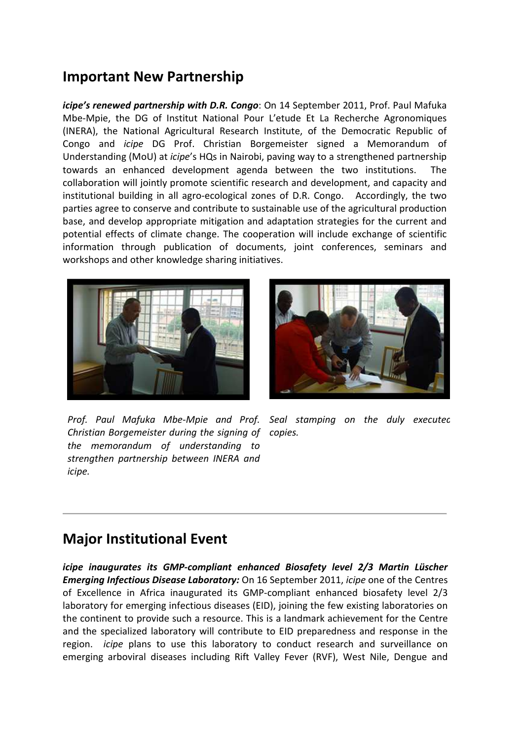## Important New Partnership

***icipe's renewed partnership with D.R. Congo***: On 14 September 2011, Prof. Paul Mafuka Mbe-Mpie, the DG of Institut National Pour L'etude Et La Recherche Agronomiques (INERA), the National Agricultural Research Institute, of the Democratic Republic of Congo and *icipe* DG Prof. Christian Borgemeister signed a Memorandum of Understanding (MoU) at *icipe*'s HQs in Nairobi, paving way to a strengthened partnership towards an enhanced development agenda between the two institutions. The collaboration will jointly promote scientific research and development, and capacity and institutional building in all agro-ecological zones of D.R. Congo. Accordingly, the two parties agree to conserve and contribute to sustainable use of the agricultural production base, and develop appropriate mitigation and adaptation strategies for the current and potential effects of climate change. The cooperation will include exchange of scientific information through publication of documents, joint conferences, seminars and workshops and other knowledge sharing initiatives.

*Prof. Paul Mafuka Mbe-Mpie and Prof. Christian Borgemeister during the signing of the memorandum of understanding to strengthen partnership between INERA and icipe.*

*Seal stamping on the duly executed copies.*

## Major Institutional Event

***icipe inaugurates its GMP-compliant enhanced Biosafety level 2/3 Martin Lüscher Emerging Infectious Disease Laboratory:*** On 16 September 2011, *icipe* one of the Centres of Excellence in Africa inaugurated its GMP-compliant enhanced biosafety level 2/3 laboratory for emerging infectious diseases (EID), joining the few existing laboratories on the continent to provide such a resource. This is a landmark achievement for the Centre and the specialized laboratory will contribute to EID preparedness and response in the region. *icipe* plans to use this laboratory to conduct research and surveillance on emerging arboviral diseases including Rift Valley Fever (RVF), West Nile, Dengue and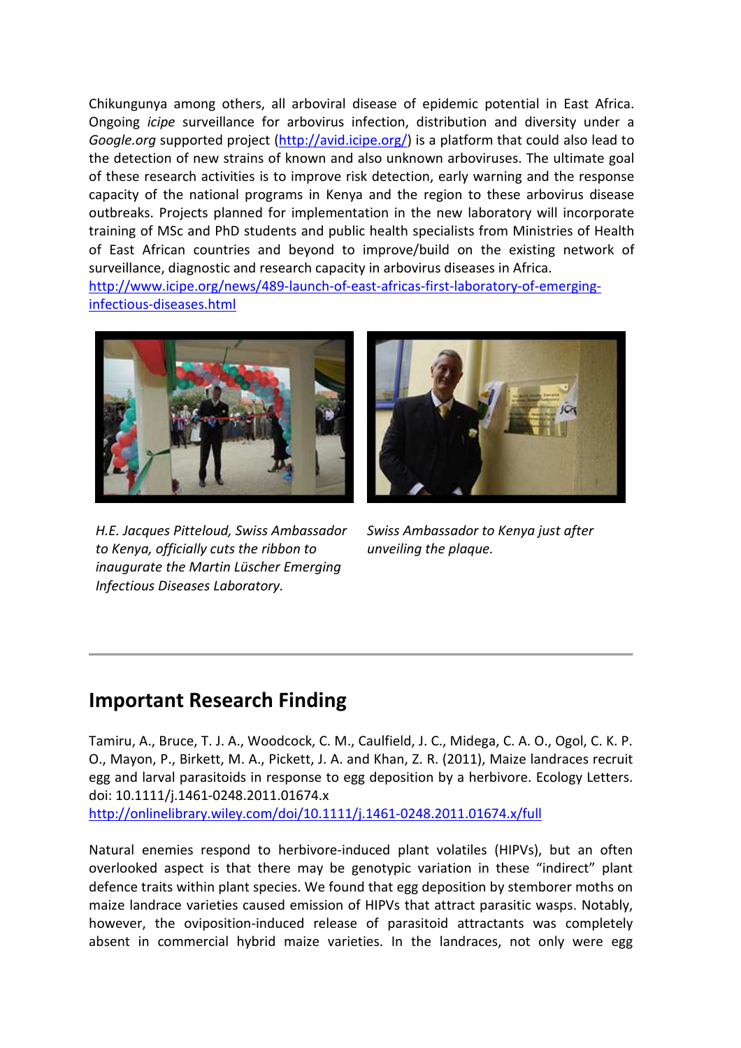Chikungunya among others, all arboviral disease of epidemic potential in East Africa. Ongoing *icipe* surveillance for arbovirus infection, distribution and diversity under a *Google.org* supported project (http://avid.icipe.org/) is a platform that could also lead to the detection of new strains of known and also unknown arboviruses. The ultimate goal of these research activities is to improve risk detection, early warning and the response capacity of the national programs in Kenya and the region to these arbovirus disease outbreaks. Projects planned for implementation in the new laboratory will incorporate training of MSc and PhD students and public health specialists from Ministries of Health of East African countries and beyond to improve/build on the existing network of surveillance, diagnostic and research capacity in arbovirus diseases in Africa.
http://www.icipe.org/news/489-launch-of-east-africas-first-laboratory-of-emerging-infectious-diseases.html

*H.E. Jacques Pitteloud, Swiss Ambassador to Kenya, officially cuts the ribbon to inaugurate the Martin Lüscher Emerging Infectious Diseases Laboratory.*

*Swiss Ambassador to Kenya just after unveiling the plaque.*

---

## Important Research Finding

Tamiru, A., Bruce, T. J. A., Woodcock, C. M., Caulfield, J. C., Midega, C. A. O., Ogol, C. K. P. O., Mayon, P., Birkett, M. A., Pickett, J. A. and Khan, Z. R. (2011), Maize landraces recruit egg and larval parasitoids in response to egg deposition by a herbivore. Ecology Letters. doi: 10.1111/j.1461-0248.2011.01674.x
http://onlinelibrary.wiley.com/doi/10.1111/j.1461-0248.2011.01674.x/full

Natural enemies respond to herbivore-induced plant volatiles (HIPVs), but an often overlooked aspect is that there may be genotypic variation in these "indirect" plant defence traits within plant species. We found that egg deposition by stemborer moths on maize landrace varieties caused emission of HIPVs that attract parasitic wasps. Notably, however, the oviposition-induced release of parasitoid attractants was completely absent in commercial hybrid maize varieties. In the landraces, not only were egg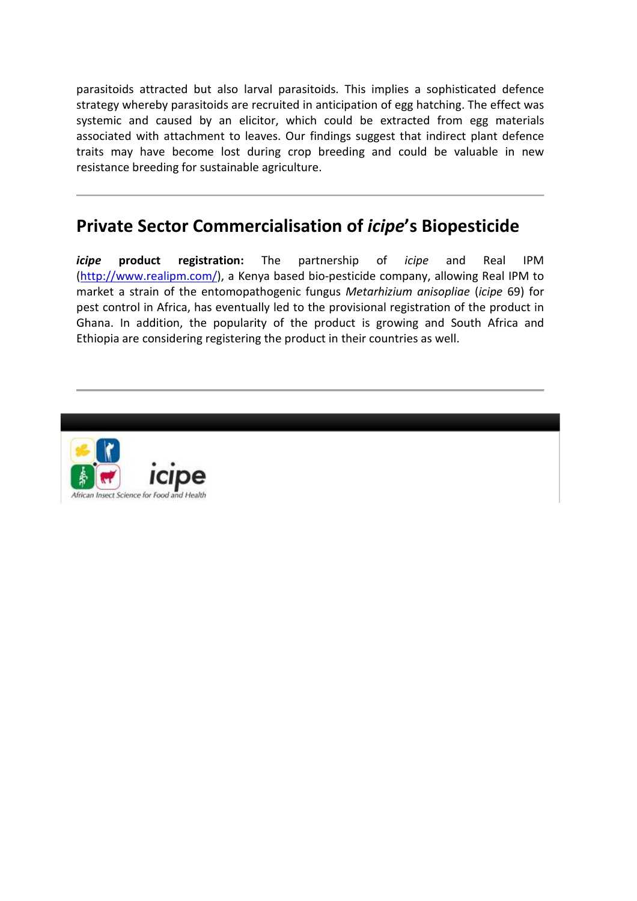parasitoids attracted but also larval parasitoids. This implies a sophisticated defence strategy whereby parasitoids are recruited in anticipation of egg hatching. The effect was systemic and caused by an elicitor, which could be extracted from egg materials associated with attachment to leaves. Our findings suggest that indirect plant defence traits may have become lost during crop breeding and could be valuable in new resistance breeding for sustainable agriculture.

---

## Private Sector Commercialisation of *icipe*'s Biopesticide

***icipe* product registration:** The partnership of *icipe* and Real IPM (http://www.realipm.com/), a Kenya based bio-pesticide company, allowing Real IPM to market a strain of the entomopathogenic fungus *Metarhizium anisopliae* (*icipe* 69) for pest control in Africa, has eventually led to the provisional registration of the product in Ghana. In addition, the popularity of the product is growing and South Africa and Ethiopia are considering registering the product in their countries as well.

---

icipe

African Insect Science for Food and Health